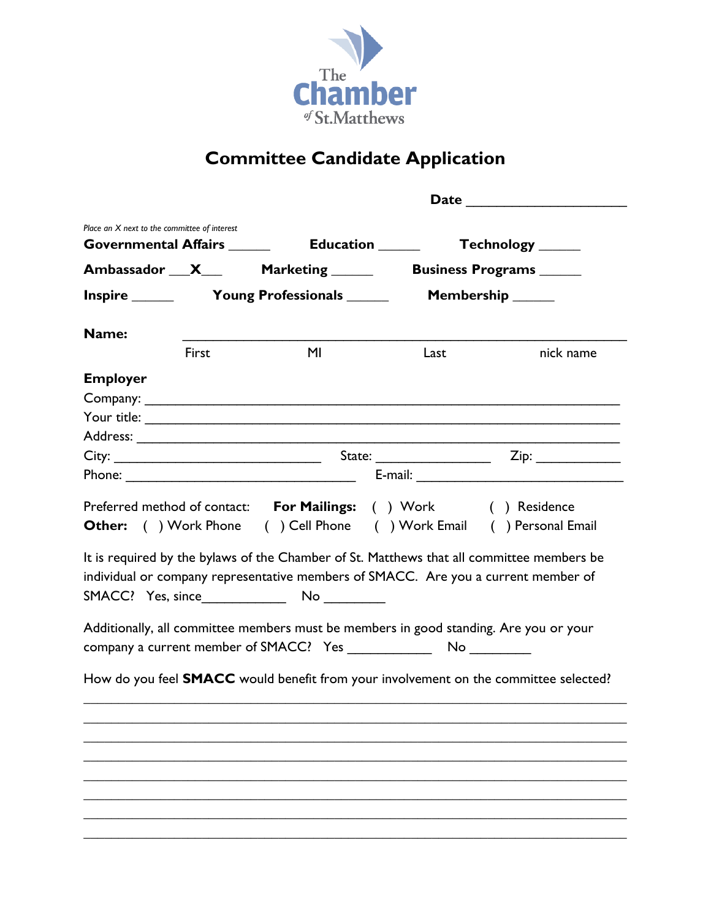The Chamber of St.Matthews

# Committee Candidate Application

**Date** ______________________

*Place an X next to the committee of interest*

**Governmental Affairs** ______ **Education** ______ **Technology** ______

**Ambassador** ___X___ **Marketing** ______ **Business Programs** ______

**Inspire** ______ **Young Professionals** ______ **Membership** ______

**Name:** ____________________________________________________________

First MI Last nick name

**Employer**

Company: ____________________________________________________________

Your title: ____________________________________________________________

Address: ____________________________________________________________

City: ____________________________ State: ________________ Zip: ____________

Phone: ________________________________ E-mail: ________________________________

Preferred method of contact: **For Mailings:** ( ) Work ( ) Residence

**Other:** ( ) Work Phone ( ) Cell Phone ( ) Work Email ( ) Personal Email

It is required by the bylaws of the Chamber of St. Matthews that all committee members be individual or company representative members of SMACC. Are you a current member of SMACC? Yes, since___________ No ________

Additionally, all committee members must be members in good standing. Are you or your company a current member of SMACC? Yes ___________ No ________

How do you feel **SMACC** would benefit from your involvement on the committee selected?

____________________________________________________________________________

____________________________________________________________________________

____________________________________________________________________________

____________________________________________________________________________

____________________________________________________________________________

____________________________________________________________________________

____________________________________________________________________________

____________________________________________________________________________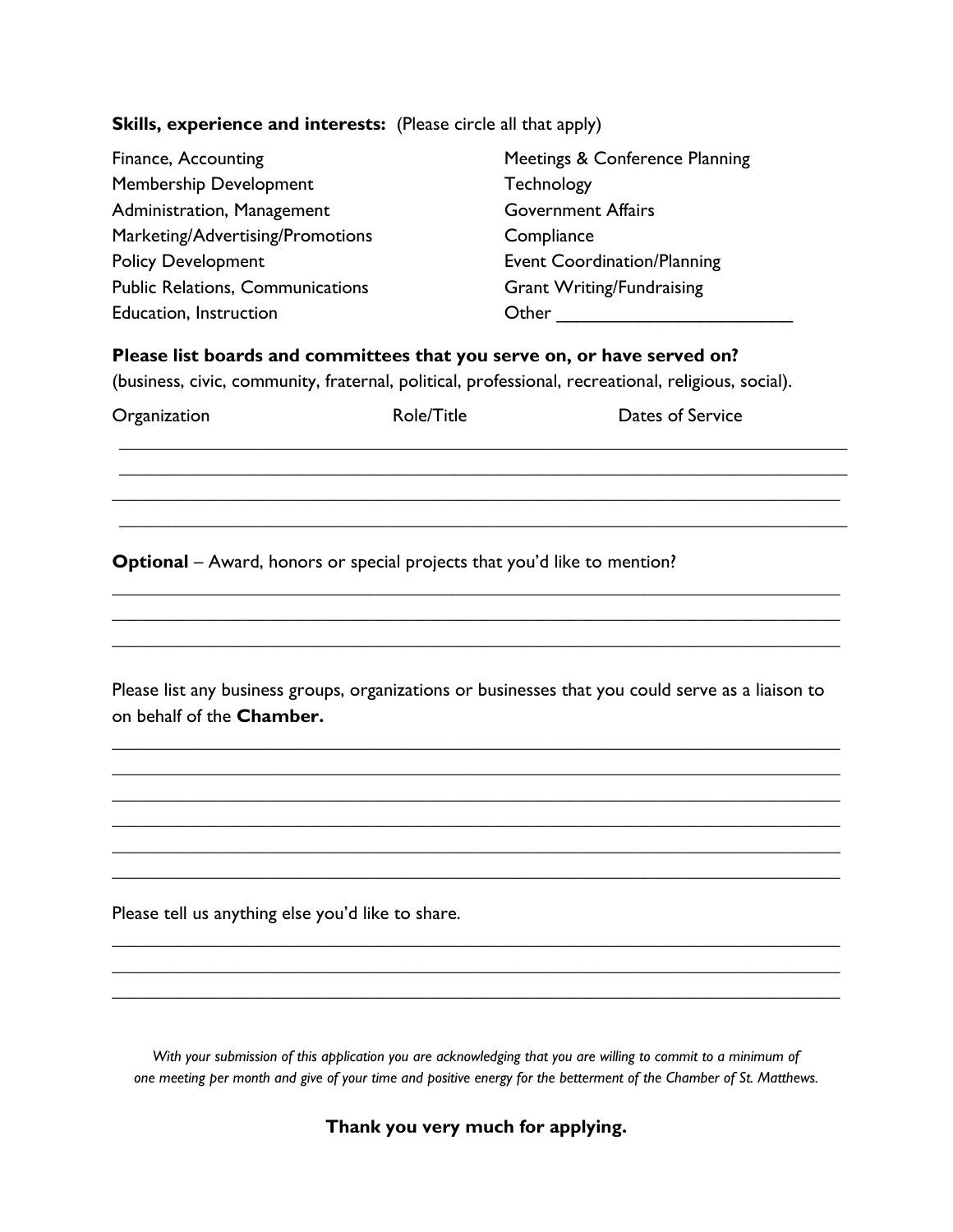**Skills, experience and interests:** (Please circle all that apply)

| | |
|---|---|
| Finance, Accounting | Meetings & Conference Planning |
| Membership Development | Technology |
| Administration, Management | Government Affairs |
| Marketing/Advertising/Promotions | Compliance |
| Policy Development | Event Coordination/Planning |
| Public Relations, Communications | Grant Writing/Fundraising |
| Education, Instruction | Other ________________________ |

**Please list boards and committees that you serve on, or have served on?**
(business, civic, community, fraternal, political, professional, recreational, religious, social).

| Organization | Role/Title | Dates of Service |
|---|---|---|
| | | |
| | | |
| | | |
| | | |

**Optional** – Award, honors or special projects that you'd like to mention?

___________________________________________________________________________
___________________________________________________________________________
___________________________________________________________________________

Please list any business groups, organizations or businesses that you could serve as a liaison to on behalf of the **Chamber.**

___________________________________________________________________________
___________________________________________________________________________
___________________________________________________________________________
___________________________________________________________________________
___________________________________________________________________________
___________________________________________________________________________

Please tell us anything else you'd like to share.

___________________________________________________________________________
___________________________________________________________________________
___________________________________________________________________________

*With your submission of this application you are acknowledging that you are willing to commit to a minimum of one meeting per month and give of your time and positive energy for the betterment of the Chamber of St. Matthews.*

**Thank you very much for applying.**